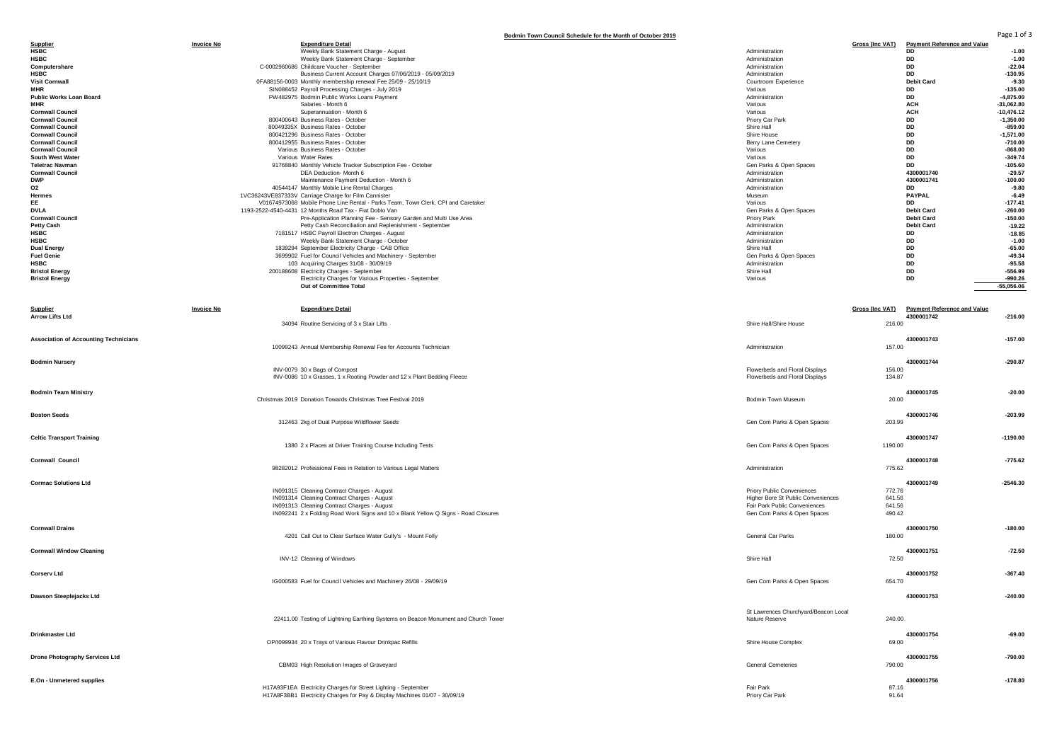# Bodmin Town Council Schedule for the Month of October 2019

| Supplier | Invoice No | Expenditure Detail | | Gross (Inc VAT) | Payment Reference and Value | |
|---|---|---|---|---|---|---|
| HSBC | | Weekly Bank Statement Charge - August | Administration | | DD | -1.00 |
| HSBC | | Weekly Bank Statement Charge - September | Administration | | DD | -1.00 |
| Computershare | C-0002960686 | Childcare Voucher - September | Administration | | DD | -22.04 |
| HSBC | | Business Current Account Charges 07/06/2019 - 05/09/2019 | Administration | | DD | -130.95 |
| Visit Cornwall | 0FA88156-0003 | Monthly membership renewal Fee 25/09 - 25/10/19 | Courtroom Experience | | Debit Card | -9.30 |
| MHR | SIN088452 | Payroll Processing Charges - July 2019 | Various | | DD | -135.00 |
| Public Works Loan Board | PW482975 | Bodmin Public Works Loans Payment | Administration | | DD | -4,875.00 |
| MHR | | Salaries - Month 6 | Various | | ACH | -31,062.80 |
| Cornwall Council | | Superannuation - Month 6 | Various | | ACH | -10,476.12 |
| Cornwall Council | 800400643 | Business Rates - October | Priory Car Park | | DD | -1,350.00 |
| Cornwall Council | 80049335X | Business Rates - October | Shire Hall | | DD | -859.00 |
| Cornwall Council | 800421296 | Business Rates - October | Shire House | | DD | -1,571.00 |
| Cornwall Council | 800412955 | Business Rates - October | Berry Lane Cemetery | | DD | -710.00 |
| Cornwall Council | Various | Business Rates - October | Various | | DD | -868.00 |
| South West Water | Various | Water Rates | Various | | DD | -349.74 |
| Teletrac Navman | 91768840 | Monthly Vehicle Tracker Subscription Fee - October | Gen Parks & Open Spaces | | DD | -105.60 |
| Cornwall Council | | DEA Deduction- Month 6 | Administration | | 4300001740 | -29.57 |
| DWP | | Maintenance Payment Deduction - Month 6 | Administration | | 4300001741 | -100.00 |
| O2 | 40544147 | Monthly Mobile Line Rental Charges | Administration | | DD | -9.80 |
| Hermes | 1VC36243VE837333V | Carriage Charge for Film Cannister | Museum | | PAYPAL | -6.49 |
| EE | V01674973068 | Mobile Phone Line Rental - Parks Team, Town Clerk, CPI and Caretaker | Various | | DD | -177.41 |
| DVLA | 1193-2522-4540-4431 | 12 Months Road Tax - Fiat Doblo Van | Gen Parks & Open Spaces | | Debit Card | -260.00 |
| Cornwall Council | | Pre-Application Planning Fee - Sensory Garden and Multi Use Area | Priory Park | | Debit Card | -150.00 |
| Petty Cash | | Petty Cash Reconciliation and Replenishment - September | Administration | | Debit Card | -19.22 |
| HSBC | 7181517 | HSBC Payroll Electron Charges - August | Administration | | DD | -18.85 |
| HSBC | | Weekly Bank Statement Charge - October | Administration | | DD | -1.00 |
| Dual Energy | 1839294 | September Electricity Charge - CAB Office | Shire Hall | | DD | -65.00 |
| Fuel Genie | 3699902 | Fuel for Council Vehicles and Machinery - September | Gen Parks & Open Spaces | | DD | -49.34 |
| HSBC | 103 | Acquiring Charges 31/08 - 30/09/19 | Administration | | DD | -95.58 |
| Bristol Energy | 200188608 | Electricity Charges - September | Shire Hall | | DD | -556.99 |
| Bristol Energy | | Electricity Charges for Various Properties - September | Various | | DD | -990.26 |
| | | **Out of Committee Total** | | | | -55,056.06 |

| Supplier | Invoice No | Expenditure Detail | | Gross (Inc VAT) | Payment Reference and Value | |
|---|---|---|---|---|---|---|
| Arrow Lifts Ltd | | | | | 4300001742 | -216.00 |
| | 34094 | Routine Servicing of 3 x Stair Lifts | Shire Hall/Shire House | 216.00 | | |
| Association of Accounting Technicians | | | | | 4300001743 | -157.00 |
| | 10099243 | Annual Membership Renewal Fee for Accounts Technician | Administration | 157.00 | | |
| Bodmin Nursery | | | | | 4300001744 | -290.87 |
| | INV-0079 | 30 x Bags of Compost | Flowerbeds and Floral Displays | 156.00 | | |
| | INV-0086 | 10 x Grasses, 1 x Rooting Powder and 12 x Plant Bedding Fleece | Flowerbeds and Floral Displays | 134.87 | | |
| Bodmin Team Ministry | | | | | 4300001745 | -20.00 |
| | | Christmas 2019 Donation Towards Christmas Tree Festival 2019 | Bodmin Town Museum | 20.00 | | |
| Boston Seeds | | | | | 4300001746 | -203.99 |
| | 312463 | 2kg of Dual Purpose Wildflower Seeds | Gen Com Parks & Open Spaces | 203.99 | | |
| Celtic Transport Training | | | | | 4300001747 | -1190.00 |
| | 1380 | 2 x Places at Driver Training Course Including Tests | Gen Com Parks & Open Spaces | 1190.00 | | |
| Cornwall Council | | | | | 4300001748 | -775.62 |
| | 98282012 | Professional Fees in Relation to Various Legal Matters | Administration | 775.62 | | |
| Cormac Solutions Ltd | | | | | 4300001749 | -2546.30 |
| | IN091315 | Cleaning Contract Charges - August | Priory Public Conveniences | 772.76 | | |
| | IN091314 | Cleaning Contract Charges - August | Higher Bore St Public Conveniences | 641.56 | | |
| | IN091313 | Cleaning Contract Charges - August | Fair Park Public Conveniences | 641.56 | | |
| | IN092241 | 2 x Folding Road Work Signs and 10 x Blank Yellow Q Signs - Road Closures | Gen Com Parks & Open Spaces | 490.42 | | |
| Cornwall Drains | | | | | 4300001750 | -180.00 |
| | 4201 | Call Out to Clear Surface Water Gully's - Mount Folly | General Car Parks | 180.00 | | |
| Cornwall Window Cleaning | | | | | 4300001751 | -72.50 |
| | INV-12 | Cleaning of Windows | Shire Hall | 72.50 | | |
| Corserv Ltd | | | | | 4300001752 | -367.40 |
| | IG000583 | Fuel for Council Vehicles and Machinery 26/08 - 29/09/19 | Gen Com Parks & Open Spaces | 654.70 | | |
| Dawson Steeplejacks Ltd | | | | | 4300001753 | -240.00 |
| | 22411.00 | Testing of Lightning Earthing Systems on Beacon Monument and Church Tower | St Lawrences Churchyard/Beacon Local Nature Reserve | 240.00 | | |
| Drinkmaster Ltd | | | | | 4300001754 | -69.00 |
| | OP/I099934 | 20 x Trays of Various Flavour Drinkpac Refills | Shire House Complex | 69.00 | | |
| Drone Photography Services Ltd | | | | | 4300001755 | -790.00 |
| | CBM03 | High Resolution Images of Graveyard | General Cemeteries | 790.00 | | |
| E.On - Unmetered supplies | | | | | 4300001756 | -178.80 |
| | H17A93F1EA | Electricity Charges for Street Lighting - September | Fair Park | 87.16 | | |
| | H17A8F3BB1 | Electricity Charges for Pay & Display Machines 01/07 - 30/09/19 | Priory Car Park | 91.64 | | |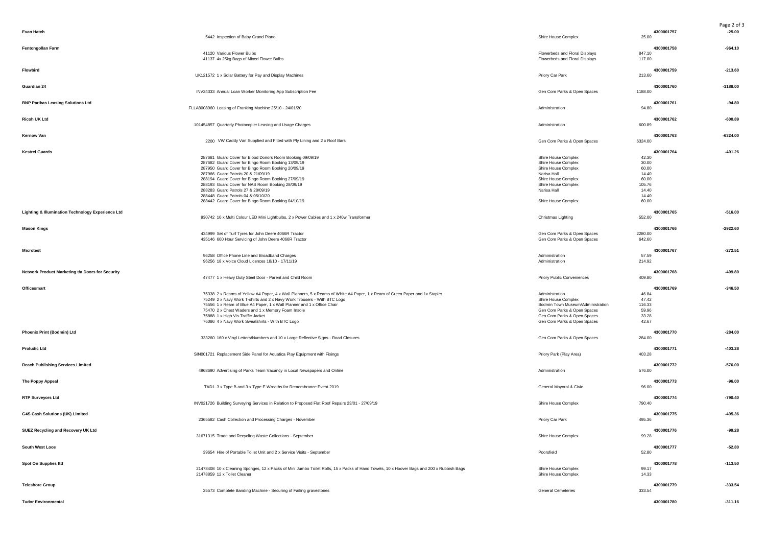| Supplier | Invoice / Description | Cost Centre | Amount | Reference | Total |
|---|---|---|---|---|---|
| **Evan Hatch** | | | | 4300001757 | -25.00 |
| | 5442 Inspection of Baby Grand Piano | Shire House Complex | 25.00 | | |
| **Fentongollan Farm** | | | | 4300001758 | -964.10 |
| | 41120 Various Flower Bulbs | Flowerbeds and Floral Displays | 847.10 | | |
| | 41137 4x 25kg Bags of Mixed Flower Bulbs | Flowerbeds and Floral Displays | 117.00 | | |
| **Flowbird** | | | | 4300001759 | -213.60 |
| | UK121572 1 x Solar Battery for Pay and Display Machines | Priory Car Park | 213.60 | | |
| **Guardian 24** | | | | 4300001760 | -1188.00 |
| | INV24333 Annual Loan Worker Monitoring App Subscription Fee | Gen Com Parks & Open Spaces | 1188.00 | | |
| **BNP Paribas Leasing Solutions Ltd** | | | | 4300001761 | -94.80 |
| | FLLA8008960 Leasing of Franking Machine 25/10 - 24/01/20 | Administration | 94.80 | | |
| **Ricoh UK Ltd** | | | | 4300001762 | -600.89 |
| | 101454857 Quarterly Photocopier Leasing and Usage Charges | Administration | 600.89 | | |
| **Kernow Van** | | | | 4300001763 | -6324.00 |
| | 2200 VW Caddy Van Supplied and Fitted with Ply Lining and 2 x Roof Bars | Gen Com Parks & Open Spaces | 6324.00 | | |
| **Kestrel Guards** | | | | 4300001764 | -401.26 |
| | 287681 Guard Cover for Blood Donors Room Booking 09/09/19 | Shire House Complex | 42.30 | | |
| | 287682 Guard Cover for Bingo Room Booking 13/09/19 | Shire House Complex | 30.00 | | |
| | 287950 Guard Cover for Bingo Room Booking 20/09/19 | Shire House Complex | 60.00 | | |
| | 287966 Guard Patrols 20 & 21/09/19 | Narisa Hall | 14.40 | | |
| | 288194 Guard Cover for Bingo Room Booking 27/09/19 | Shire House Complex | 60.00 | | |
| | 288193 Guard Cover for NAS Room Booking 28/09/19 | Shire House Complex | 105.76 | | |
| | 288283 Guard Patrols 27 & 28/09/19 | Narisa Hall | 14.40 | | |
| | 288448 Guard Patrols 04 & 05/10/20 | | 14.40 | | |
| | 288442 Guard Cover for Bingo Room Booking 04/10/19 | Shire House Complex | 60.00 | | |
| **Lighting & Illumination Technology Experience Ltd** | | | | 4300001765 | -516.00 |
| | 930742 10 x Multi Colour LED Mini Lightbulbs, 2 x Power Cables and 1 x 240w Transformer | Christmas Lighting | 552.00 | | |
| **Mason Kings** | | | | 4300001766 | -2922.60 |
| | 434999 Set of Turf Tyres for John Deere 4066R Tractor | Gen Com Parks & Open Spaces | 2280.00 | | |
| | 435146 600 Hour Servicing of John Deere 4066R Tractor | Gen Com Parks & Open Spaces | 642.60 | | |
| **Microtest** | | | | 4300001767 | -272.51 |
| | 96258 Office Phone Line and Broadband Charges | Administration | 57.59 | | |
| | 96256 18 x Voice Cloud Licences 18/10 - 17/11/19 | Administration | 214.92 | | |
| **Network Product Marketing t/a Doors for Security** | | | | 4300001768 | -409.80 |
| | 47477 1 x Heavy Duty Steel Door - Parent and Child Room | Priory Public Conveniences | 409.80 | | |
| **Officesmart** | | | | 4300001769 | -346.50 |
| | 75338 2 x Reams of Yellow A4 Paper, 4 x Wall Planners, 5 x Reams of White A4 Paper, 1 x Ream of Green Paper and 1x Stapler | Administration | 46.84 | | |
| | 75249 2 x Navy Work T-shirts and 2 x Navy Work Trousers - With BTC Logo | Shire House Complex | 47.42 | | |
| | 75556 1 x Ream of Blue A4 Paper, 1 x Wall Planner and 1 x Office Chair | Bodmin Town Museum/Administration | 116.33 | | |
| | 75470 2 x Chest Waders and 1 x Memory Foam Insole | Gen Com Parks & Open Spaces | 59.96 | | |
| | 75888 1 x High Vis Traffic Jacket | Gen Com Parks & Open Spaces | 33.28 | | |
| | 76086 4 x Navy Work Sweatshirts - With BTC Logo | Gen Com Parks & Open Spaces | 42.67 | | |
| **Phoenix Print (Bodmin) Ltd** | | | | 4300001770 | -284.00 |
| | 333260 160 x Vinyl Letters/Numbers and 10 x Large Reflective Signs - Road Closures | Gen Com Parks & Open Spaces | 284.00 | | |
| **Proludic Ltd** | | | | 4300001771 | -403.28 |
| | SIN001721 Replacement Side Panel for Aquatica Play Equipment with Fixings | Priory Park (Play Area) | 403.28 | | |
| **Reach Publishing Services Limited** | | | | 4300001772 | -576.00 |
| | 4968690 Advertising of Parks Team Vacancy in Local Newspapers and Online | Administration | 576.00 | | |
| **The Poppy Appeal** | | | | 4300001773 | -96.00 |
| | TAD1 3 x Type B and 3 x Type E Wreaths for Remembrance Event 2019 | General Mayoral & Civic | 96.00 | | |
| **RTP Surveyors Ltd** | | | | 4300001774 | -790.40 |
| | INV021726 Building Surveying Services in Relation to Proposed Flat Roof Repairs 23/01 - 27/09/19 | Shire House Complex | 790.40 | | |
| **G4S Cash Solutions (UK) Limited** | | | | 4300001775 | -495.36 |
| | 2365582 Cash Collection and Processing Charges - November | Priory Car Park | 495.36 | | |
| **SUEZ Recycling and Recovery UK Ltd** | | | | 4300001776 | -99.28 |
| | 31671315 Trade and Recycling Waste Collections - September | Shire House Complex | 99.28 | | |
| **South West Loos** | | | | 4300001777 | -52.80 |
| | 39654 Hire of Portable Toilet Unit and 2 x Service Visits - September | Poorsfield | 52.80 | | |
| **Spot On Supplies ltd** | | | | 4300001778 | -113.50 |
| | 21478408 10 x Cleaning Sponges, 12 x Packs of Mini Jumbo Toilet Rolls, 15 x Packs of Hand Towels, 10 x Hoover Bags and 200 x Rubbish Bags | Shire House Complex | 99.17 | | |
| | 21478859 12 x Toilet Cleaner | Shire House Complex | 14.33 | | |
| **Teleshore Group** | | | | 4300001779 | -333.54 |
| | 25573 Complete Banding Machine - Securing of Failing gravestones | General Cemeteries | 333.54 | | |
| **Tudor Environmental** | | | | 4300001780 | -311.16 |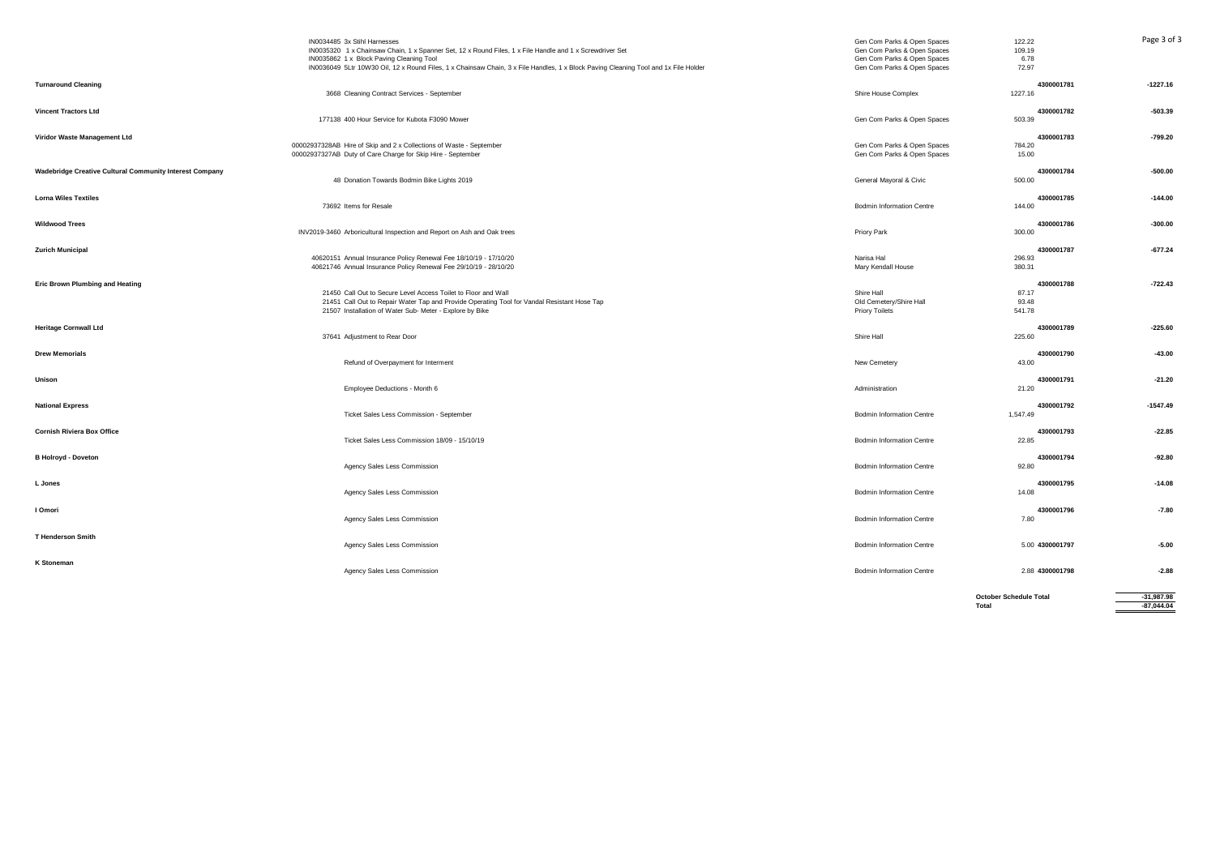| | | | | | |
|---|---|---|---|---|---|
| | IN0034485 3x Stihl Harnesses | Gen Com Parks & Open Spaces | 122.22 | | |
| | IN0035320 1 x Chainsaw Chain, 1 x Spanner Set, 12 x Round Files, 1 x File Handle and 1 x Screwdriver Set | Gen Com Parks & Open Spaces | 109.19 | | |
| | IN0035862 1 x Block Paving Cleaning Tool | Gen Com Parks & Open Spaces | 6.78 | | |
| | IN0036049 5Ltr 10W30 Oil, 12 x Round Files, 1 x Chainsaw Chain, 3 x File Handles, 1 x Block Paving Cleaning Tool and 1x File Holder | Gen Com Parks & Open Spaces | 72.97 | | |
| **Turnaround Cleaning** | | | | **4300001781** | **-1227.16** |
| | 3668 Cleaning Contract Services - September | Shire House Complex | 1227.16 | | |
| **Vincent Tractors Ltd** | | | | **4300001782** | **-503.39** |
| | 177138 400 Hour Service for Kubota F3090 Mower | Gen Com Parks & Open Spaces | 503.39 | | |
| **Viridor Waste Management Ltd** | | | | **4300001783** | **-799.20** |
| | 00002937328AB Hire of Skip and 2 x Collections of Waste - September | Gen Com Parks & Open Spaces | 784.20 | | |
| | 00002937327AB Duty of Care Charge for Skip Hire - September | Gen Com Parks & Open Spaces | 15.00 | | |
| **Wadebridge Creative Cultural Community Interest Company** | | | | **4300001784** | **-500.00** |
| | 48 Donation Towards Bodmin Bike Lights 2019 | General Mayoral & Civic | 500.00 | | |
| **Lorna Wiles Textiles** | | | | **4300001785** | **-144.00** |
| | 73692 Items for Resale | Bodmin Information Centre | 144.00 | | |
| **Wildwood Trees** | | | | **4300001786** | **-300.00** |
| | INV2019-3460 Arboricultural Inspection and Report on Ash and Oak trees | Priory Park | 300.00 | | |
| **Zurich Municipal** | | | | **4300001787** | **-677.24** |
| | 40620151 Annual Insurance Policy Renewal Fee 18/10/19 - 17/10/20 | Narisa Hal | 296.93 | | |
| | 40621746 Annual Insurance Policy Renewal Fee 29/10/19 - 28/10/20 | Mary Kendall House | 380.31 | | |
| **Eric Brown Plumbing and Heating** | | | | **4300001788** | **-722.43** |
| | 21450 Call Out to Secure Level Access Toilet to Floor and Wall | Shire Hall | 87.17 | | |
| | 21451 Call Out to Repair Water Tap and Provide Operating Tool for Vandal Resistant Hose Tap | Old Cemetery/Shire Hall | 93.48 | | |
| | 21507 Installation of Water Sub- Meter - Explore by Bike | Priory Toilets | 541.78 | | |
| **Heritage Cornwall Ltd** | | | | **4300001789** | **-225.60** |
| | 37641 Adjustment to Rear Door | Shire Hall | 225.60 | | |
| **Drew Memorials** | | | | **4300001790** | **-43.00** |
| | Refund of Overpayment for Interment | New Cemetery | 43.00 | | |
| **Unison** | | | | **4300001791** | **-21.20** |
| | Employee Deductions - Month 6 | Administration | 21.20 | | |
| **National Express** | | | | **4300001792** | **-1547.49** |
| | Ticket Sales Less Commission - September | Bodmin Information Centre | 1,547.49 | | |
| **Cornish Riviera Box Office** | | | | **4300001793** | **-22.85** |
| | Ticket Sales Less Commission 18/09 - 15/10/19 | Bodmin Information Centre | 22.85 | | |
| **B Holroyd - Doveton** | | | | **4300001794** | **-92.80** |
| | Agency Sales Less Commission | Bodmin Information Centre | 92.80 | | |
| **L Jones** | | | | **4300001795** | **-14.08** |
| | Agency Sales Less Commission | Bodmin Information Centre | 14.08 | | |
| **I Omori** | | | | **4300001796** | **-7.80** |
| | Agency Sales Less Commission | Bodmin Information Centre | 7.80 | | |
| **T Henderson Smith** | | | | | |
| | Agency Sales Less Commission | Bodmin Information Centre | 5.00 | **4300001797** | **-5.00** |
| **K Stoneman** | | | | | |
| | Agency Sales Less Commission | Bodmin Information Centre | 2.88 | **4300001798** | **-2.88** |
| | | | **October Schedule Total** | | **-31,987.98** |
| | | | **Total** | | **-87,044.04** |